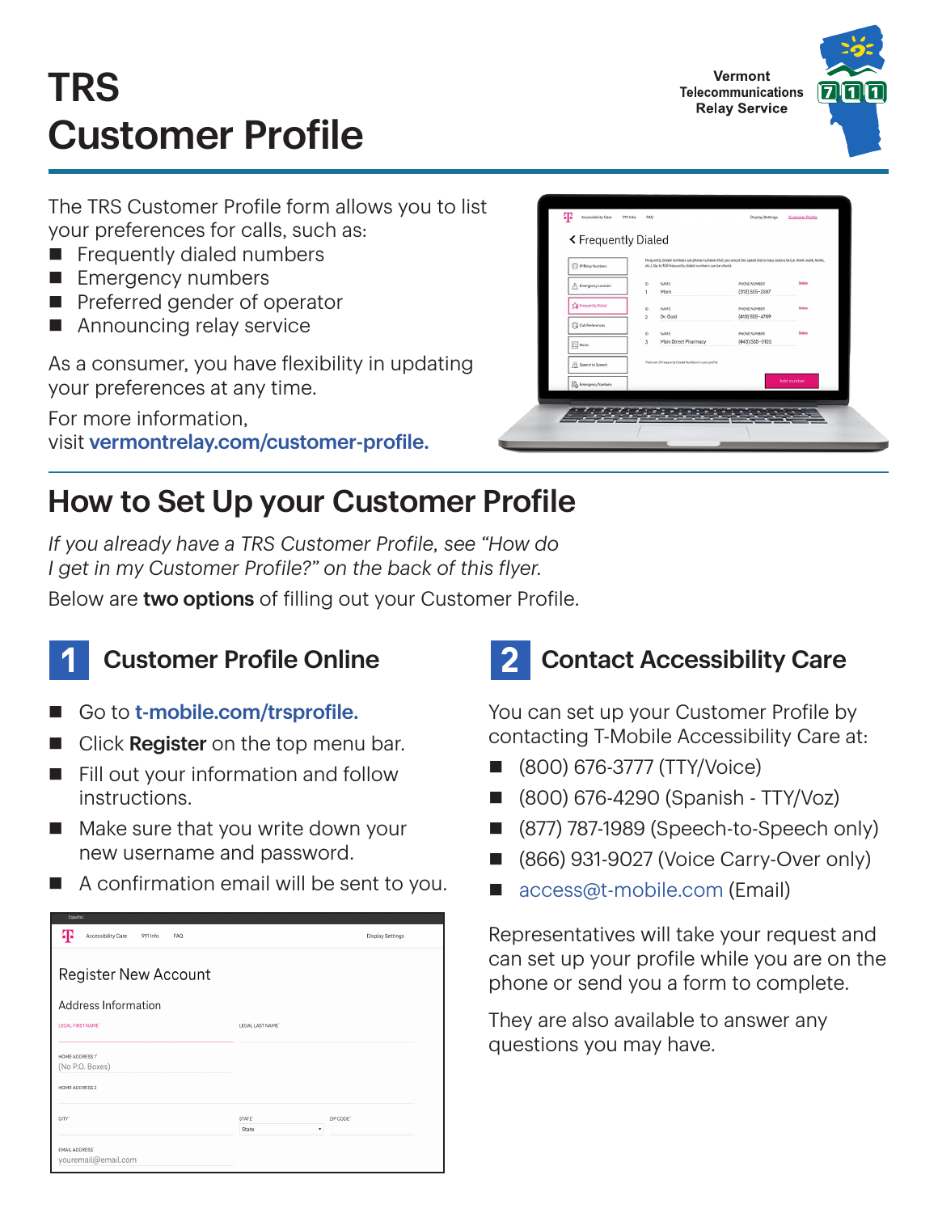# TRS Customer Profile

Vermont Telecommunications Relay Service

The TRS Customer Profile form allows you to list your preferences for calls, such as:

- Frequently dialed numbers
- Emergency numbers
- Preferred gender of operator
- Announcing relay service

As a consumer, you have flexibility in updating your preferences at any time.

For more information, visit **vermontrelay.com/customer-profile.**

## How to Set Up your Customer Profile

*If you already have a TRS Customer Profile, see "How do I get in my Customer Profile?" on the back of this flyer.*

Below are **two options** of filling out your Customer Profile.

### 1 Customer Profile Online

- Go to **t-mobile.com/trsprofile.**
- Click **Register** on the top menu bar.
- Fill out your information and follow instructions.
- Make sure that you write down your new username and password.
- A confirmation email will be sent to you.

### 2 Contact Accessibility Care

You can set up your Customer Profile by contacting T-Mobile Accessibility Care at:

- (800) 676-3777 (TTY/Voice)
- (800) 676-4290 (Spanish - TTY/Voz)
- (877) 787-1989 (Speech-to-Speech only)
- (866) 931-9027 (Voice Carry-Over only)
- access@t-mobile.com (Email)

Representatives will take your request and can set up your profile while you are on the phone or send you a form to complete.

They are also available to answer any questions you may have.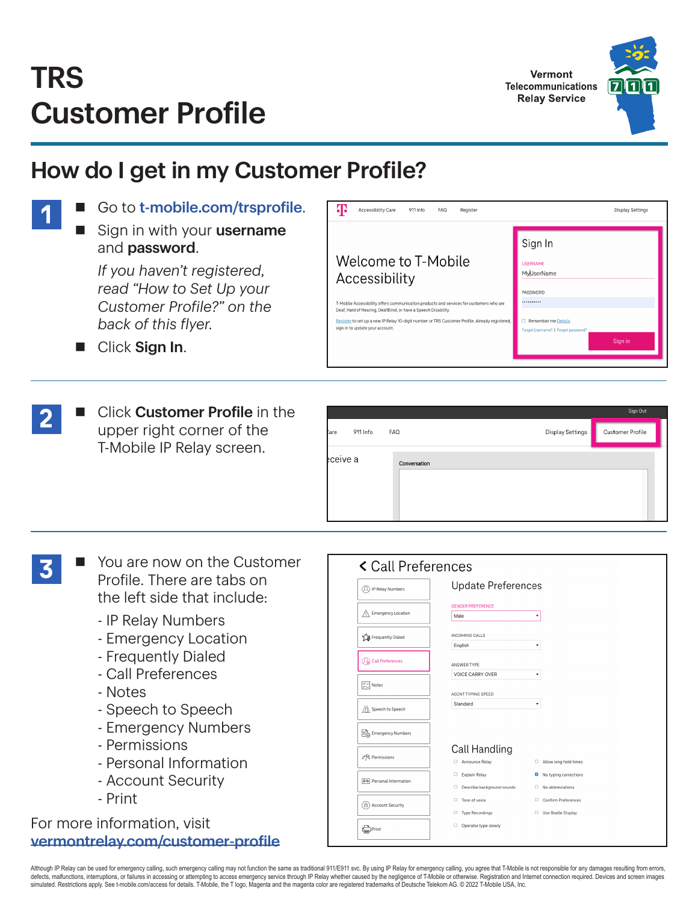# TRS Customer Profile

Vermont Telecommunications Relay Service

## How do I get in my Customer Profile?

**1**

- Go to **t-mobile.com/trsprofile**.
- Sign in with your **username** and **password**.

  *If you haven't registered, read "How to Set Up your Customer Profile?" on the back of this flyer.*
- Click **Sign In**.

**2**

- Click **Customer Profile** in the upper right corner of the T-Mobile IP Relay screen.

**3**

- You are now on the Customer Profile. There are tabs on the left side that include:

  - IP Relay Numbers
  - Emergency Location
  - Frequently Dialed
  - Call Preferences
  - Notes
  - Speech to Speech
  - Emergency Numbers
  - Permissions
  - Personal Information
  - Account Security
  - Print

For more information, visit **vermontrelay.com/customer-profile**

Although IP Relay can be used for emergency calling, such emergency calling may not function the same as traditional 911/E911 svc. By using IP Relay for emergency calling, you agree that T-Mobile is not responsible for any damages resulting from errors, defects, malfunctions, interruptions, or failures in accessing or attempting to access emergency service through IP Relay whether caused by the negligence of T-Mobile or otherwise. Registration and Internet connection required. Devices and screen images simulated. Restrictions apply. See t-mobile.com/access for details. T-Mobile, the T logo, Magenta and the magenta color are registered trademarks of Deutsche Telekom AG. © 2022 T-Mobile USA, Inc.